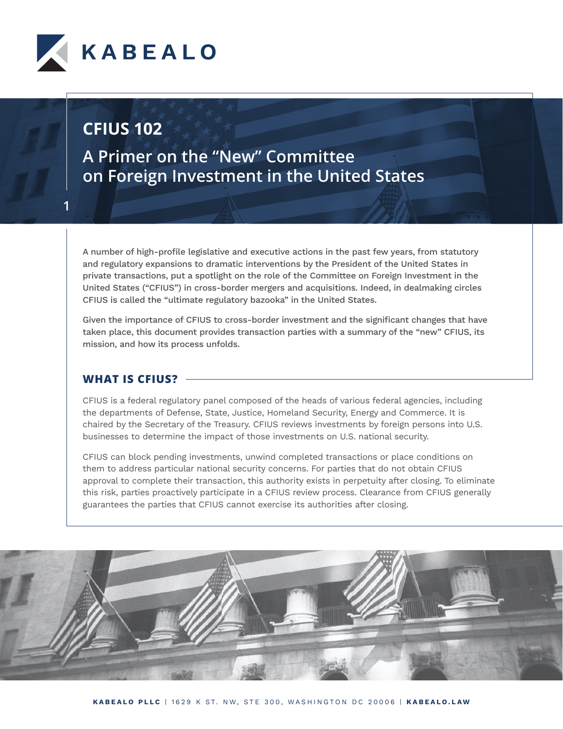KABEALO

# CFIUS 102

## A Primer on the "New" Committee on Foreign Investment in the United States

A number of high-profile legislative and executive actions in the past few years, from statutory and regulatory expansions to dramatic interventions by the President of the United States in private transactions, put a spotlight on the role of the Committee on Foreign Investment in the United States ("CFIUS") in cross-border mergers and acquisitions. Indeed, in dealmaking circles CFIUS is called the "ultimate regulatory bazooka" in the United States.

Given the importance of CFIUS to cross-border investment and the significant changes that have taken place, this document provides transaction parties with a summary of the "new" CFIUS, its mission, and how its process unfolds.

### WHAT IS CFIUS?

CFIUS is a federal regulatory panel composed of the heads of various federal agencies, including the departments of Defense, State, Justice, Homeland Security, Energy and Commerce. It is chaired by the Secretary of the Treasury. CFIUS reviews investments by foreign persons into U.S. businesses to determine the impact of those investments on U.S. national security.

CFIUS can block pending investments, unwind completed transactions or place conditions on them to address particular national security concerns. For parties that do not obtain CFIUS approval to complete their transaction, this authority exists in perpetuity after closing. To eliminate this risk, parties proactively participate in a CFIUS review process. Clearance from CFIUS generally guarantees the parties that CFIUS cannot exercise its authorities after closing.

**KABEALO PLLC** | 1629 K ST. NW, STE 300, WASHINGTON DC 20006 | **KABEALO.LAW**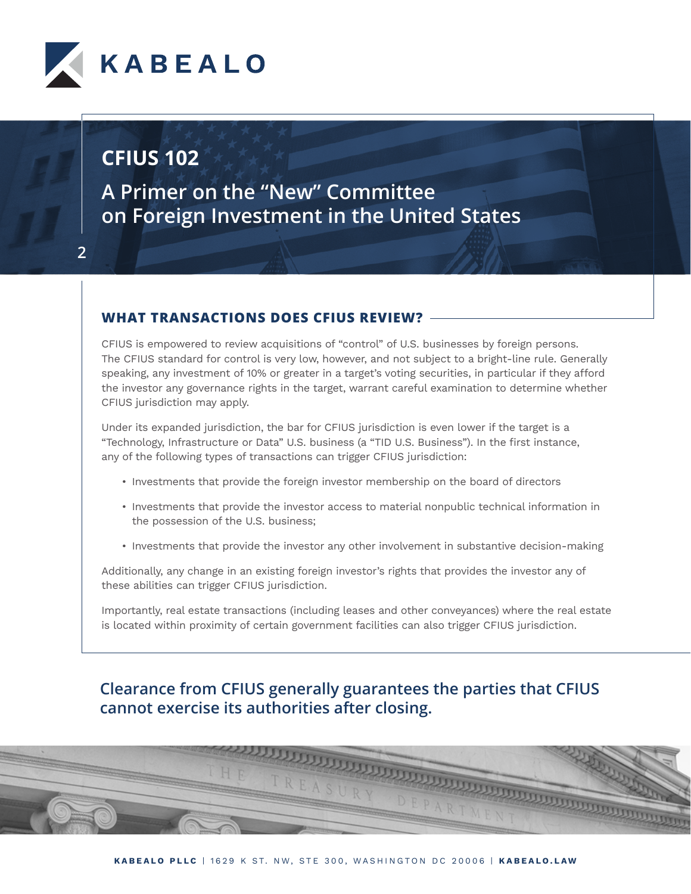# CFIUS 102

## A Primer on the "New" Committee on Foreign Investment in the United States

### WHAT TRANSACTIONS DOES CFIUS REVIEW?

CFIUS is empowered to review acquisitions of "control" of U.S. businesses by foreign persons. The CFIUS standard for control is very low, however, and not subject to a bright-line rule. Generally speaking, any investment of 10% or greater in a target's voting securities, in particular if they afford the investor any governance rights in the target, warrant careful examination to determine whether CFIUS jurisdiction may apply.

Under its expanded jurisdiction, the bar for CFIUS jurisdiction is even lower if the target is a "Technology, Infrastructure or Data" U.S. business (a "TID U.S. Business"). In the first instance, any of the following types of transactions can trigger CFIUS jurisdiction:

- Investments that provide the foreign investor membership on the board of directors
- Investments that provide the investor access to material nonpublic technical information in the possession of the U.S. business;
- Investments that provide the investor any other involvement in substantive decision-making

Additionally, any change in an existing foreign investor's rights that provides the investor any of these abilities can trigger CFIUS jurisdiction.

Importantly, real estate transactions (including leases and other conveyances) where the real estate is located within proximity of certain government facilities can also trigger CFIUS jurisdiction.

**Clearance from CFIUS generally guarantees the parties that CFIUS cannot exercise its authorities after closing.**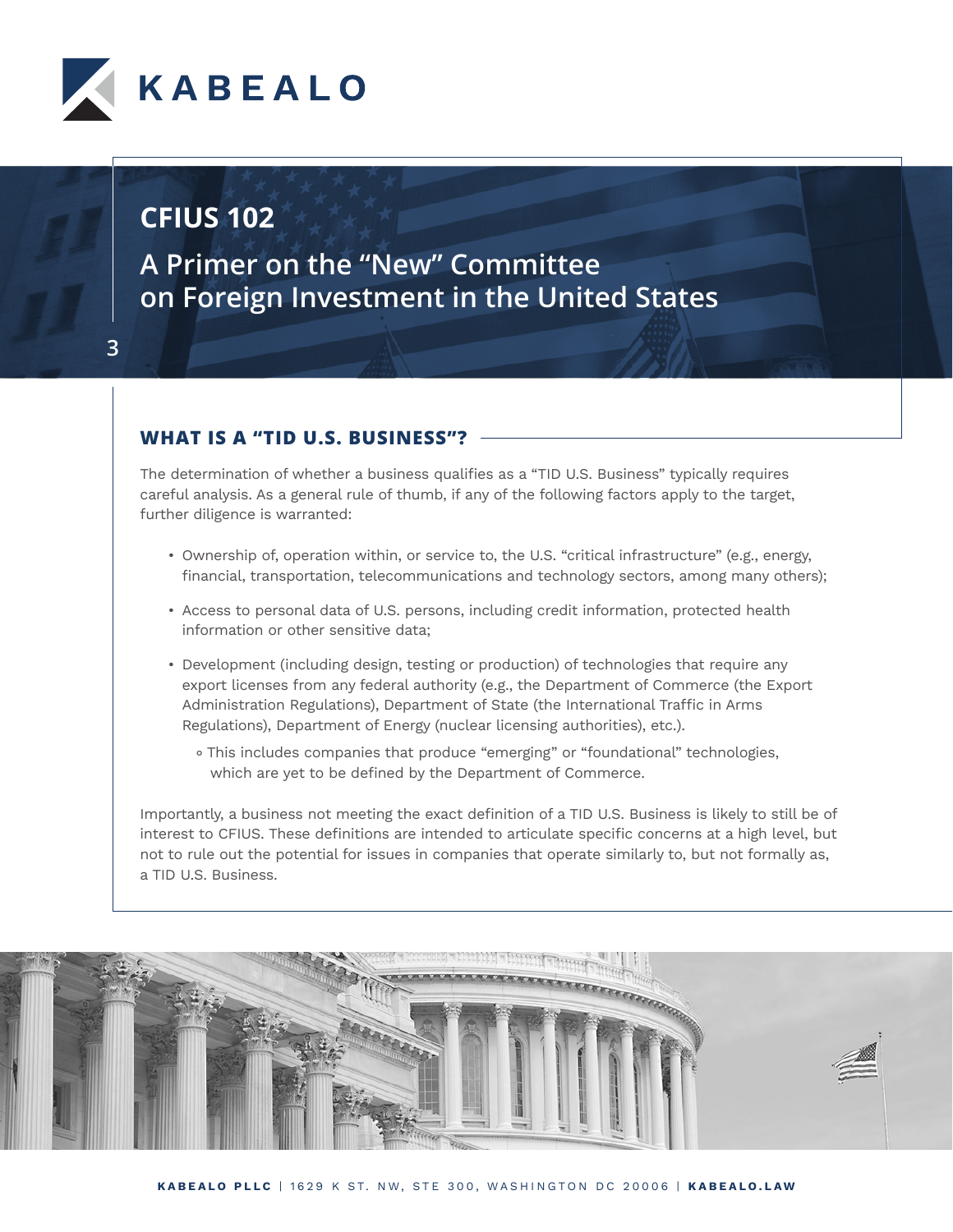## WHAT IS A "TID U.S. BUSINESS"?

The determination of whether a business qualifies as a "TID U.S. Business" typically requires careful analysis. As a general rule of thumb, if any of the following factors apply to the target, further diligence is warranted:

- Ownership of, operation within, or service to, the U.S. "critical infrastructure" (e.g., energy, financial, transportation, telecommunications and technology sectors, among many others);
- Access to personal data of U.S. persons, including credit information, protected health information or other sensitive data;
- Development (including design, testing or production) of technologies that require any export licenses from any federal authority (e.g., the Department of Commerce (the Export Administration Regulations), Department of State (the International Traffic in Arms Regulations), Department of Energy (nuclear licensing authorities), etc.).
  - This includes companies that produce "emerging" or "foundational" technologies, which are yet to be defined by the Department of Commerce.

Importantly, a business not meeting the exact definition of a TID U.S. Business is likely to still be of interest to CFIUS. These definitions are intended to articulate specific concerns at a high level, but not to rule out the potential for issues in companies that operate similarly to, but not formally as, a TID U.S. Business.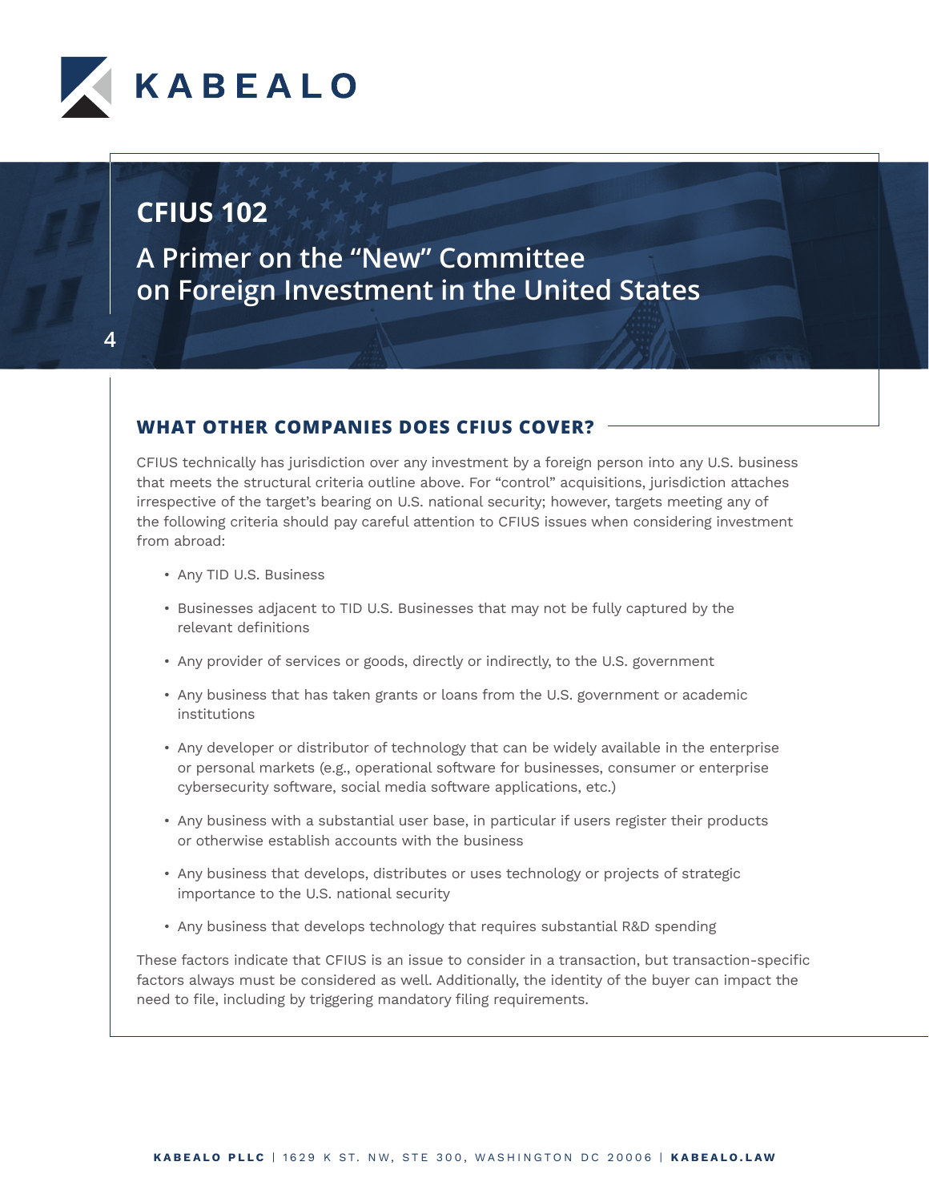# CFIUS 102

## A Primer on the "New" Committee on Foreign Investment in the United States

### WHAT OTHER COMPANIES DOES CFIUS COVER?

CFIUS technically has jurisdiction over any investment by a foreign person into any U.S. business that meets the structural criteria outline above. For "control" acquisitions, jurisdiction attaches irrespective of the target's bearing on U.S. national security; however, targets meeting any of the following criteria should pay careful attention to CFIUS issues when considering investment from abroad:

- Any TID U.S. Business
- Businesses adjacent to TID U.S. Businesses that may not be fully captured by the relevant definitions
- Any provider of services or goods, directly or indirectly, to the U.S. government
- Any business that has taken grants or loans from the U.S. government or academic institutions
- Any developer or distributor of technology that can be widely available in the enterprise or personal markets (e.g., operational software for businesses, consumer or enterprise cybersecurity software, social media software applications, etc.)
- Any business with a substantial user base, in particular if users register their products or otherwise establish accounts with the business
- Any business that develops, distributes or uses technology or projects of strategic importance to the U.S. national security
- Any business that develops technology that requires substantial R&D spending

These factors indicate that CFIUS is an issue to consider in a transaction, but transaction-specific factors always must be considered as well. Additionally, the identity of the buyer can impact the need to file, including by triggering mandatory filing requirements.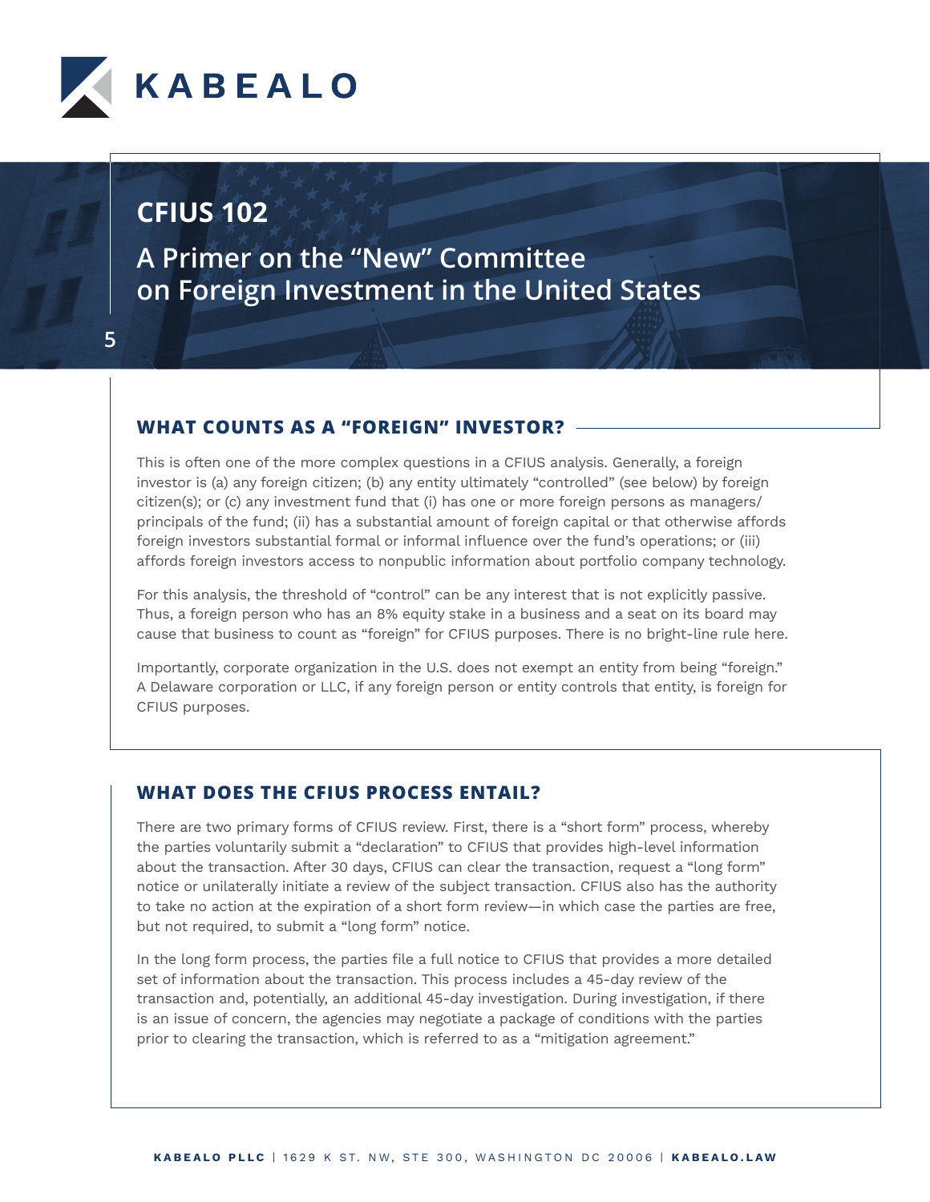## WHAT COUNTS AS A "FOREIGN" INVESTOR?

This is often one of the more complex questions in a CFIUS analysis. Generally, a foreign investor is (a) any foreign citizen; (b) any entity ultimately "controlled" (see below) by foreign citizen(s); or (c) any investment fund that (i) has one or more foreign persons as managers/principals of the fund; (ii) has a substantial amount of foreign capital or that otherwise affords foreign investors substantial formal or informal influence over the fund's operations; or (iii) affords foreign investors access to nonpublic information about portfolio company technology.

For this analysis, the threshold of "control" can be any interest that is not explicitly passive. Thus, a foreign person who has an 8% equity stake in a business and a seat on its board may cause that business to count as "foreign" for CFIUS purposes. There is no bright-line rule here.

Importantly, corporate organization in the U.S. does not exempt an entity from being "foreign." A Delaware corporation or LLC, if any foreign person or entity controls that entity, is foreign for CFIUS purposes.

## WHAT DOES THE CFIUS PROCESS ENTAIL?

There are two primary forms of CFIUS review. First, there is a "short form" process, whereby the parties voluntarily submit a "declaration" to CFIUS that provides high-level information about the transaction. After 30 days, CFIUS can clear the transaction, request a "long form" notice or unilaterally initiate a review of the subject transaction. CFIUS also has the authority to take no action at the expiration of a short form review—in which case the parties are free, but not required, to submit a "long form" notice.

In the long form process, the parties file a full notice to CFIUS that provides a more detailed set of information about the transaction. This process includes a 45-day review of the transaction and, potentially, an additional 45-day investigation. During investigation, if there is an issue of concern, the agencies may negotiate a package of conditions with the parties prior to clearing the transaction, which is referred to as a "mitigation agreement."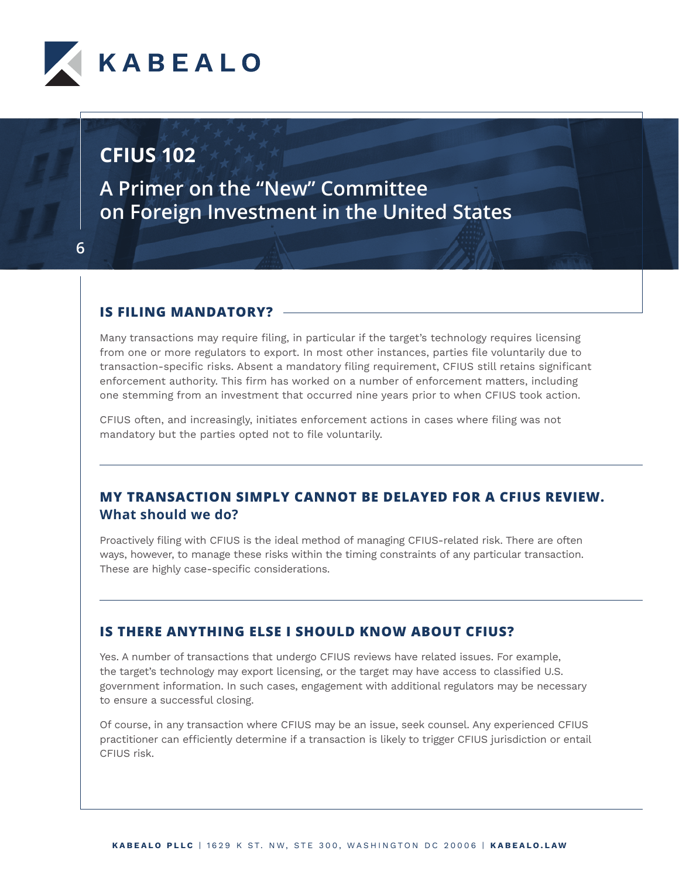# CFIUS 102

## A Primer on the "New" Committee on Foreign Investment in the United States

### IS FILING MANDATORY?

Many transactions may require filing, in particular if the target's technology requires licensing from one or more regulators to export. In most other instances, parties file voluntarily due to transaction-specific risks. Absent a mandatory filing requirement, CFIUS still retains significant enforcement authority. This firm has worked on a number of enforcement matters, including one stemming from an investment that occurred nine years prior to when CFIUS took action.

CFIUS often, and increasingly, initiates enforcement actions in cases where filing was not mandatory but the parties opted not to file voluntarily.

### MY TRANSACTION SIMPLY CANNOT BE DELAYED FOR A CFIUS REVIEW. What should we do?

Proactively filing with CFIUS is the ideal method of managing CFIUS-related risk. There are often ways, however, to manage these risks within the timing constraints of any particular transaction. These are highly case-specific considerations.

### IS THERE ANYTHING ELSE I SHOULD KNOW ABOUT CFIUS?

Yes. A number of transactions that undergo CFIUS reviews have related issues. For example, the target's technology may export licensing, or the target may have access to classified U.S. government information. In such cases, engagement with additional regulators may be necessary to ensure a successful closing.

Of course, in any transaction where CFIUS may be an issue, seek counsel. Any experienced CFIUS practitioner can efficiently determine if a transaction is likely to trigger CFIUS jurisdiction or entail CFIUS risk.

**KABEALO PLLC** | 1629 K ST. NW, STE 300, WASHINGTON DC 20006 | **KABEALO.LAW**